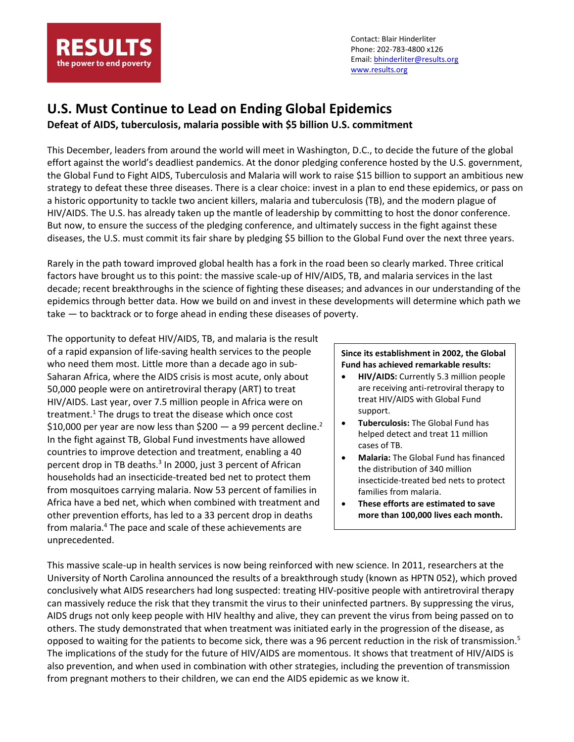**RESULTS**
the power to end poverty

Contact: Blair Hinderliter
Phone: 202-783-4800 x126
Email: bhinderliter@results.org
www.results.org

# U.S. Must Continue to Lead on Ending Global Epidemics

**Defeat of AIDS, tuberculosis, malaria possible with $5 billion U.S. commitment**

This December, leaders from around the world will meet in Washington, D.C., to decide the future of the global effort against the world's deadliest pandemics. At the donor pledging conference hosted by the U.S. government, the Global Fund to Fight AIDS, Tuberculosis and Malaria will work to raise $15 billion to support an ambitious new strategy to defeat these three diseases. There is a clear choice: invest in a plan to end these epidemics, or pass on a historic opportunity to tackle two ancient killers, malaria and tuberculosis (TB), and the modern plague of HIV/AIDS. The U.S. has already taken up the mantle of leadership by committing to host the donor conference. But now, to ensure the success of the pledging conference, and ultimately success in the fight against these diseases, the U.S. must commit its fair share by pledging $5 billion to the Global Fund over the next three years.

Rarely in the path toward improved global health has a fork in the road been so clearly marked. Three critical factors have brought us to this point: the massive scale-up of HIV/AIDS, TB, and malaria services in the last decade; recent breakthroughs in the science of fighting these diseases; and advances in our understanding of the epidemics through better data. How we build on and invest in these developments will determine which path we take — to backtrack or to forge ahead in ending these diseases of poverty.

The opportunity to defeat HIV/AIDS, TB, and malaria is the result of a rapid expansion of life-saving health services to the people who need them most. Little more than a decade ago in sub-Saharan Africa, where the AIDS crisis is most acute, only about 50,000 people were on antiretroviral therapy (ART) to treat HIV/AIDS. Last year, over 7.5 million people in Africa were on treatment.[1] The drugs to treat the disease which once cost $10,000 per year are now less than $200 — a 99 percent decline.[2] In the fight against TB, Global Fund investments have allowed countries to improve detection and treatment, enabling a 40 percent drop in TB deaths.[3] In 2000, just 3 percent of African households had an insecticide-treated bed net to protect them from mosquitoes carrying malaria. Now 53 percent of families in Africa have a bed net, which when combined with treatment and other prevention efforts, has led to a 33 percent drop in deaths from malaria.[4] The pace and scale of these achievements are unprecedented.

> **Since its establishment in 2002, the Global Fund has achieved remarkable results:**
>
> - **HIV/AIDS:** Currently 5.3 million people are receiving anti-retroviral therapy to treat HIV/AIDS with Global Fund support.
> - **Tuberculosis:** The Global Fund has helped detect and treat 11 million cases of TB.
> - **Malaria:** The Global Fund has financed the distribution of 340 million insecticide-treated bed nets to protect families from malaria.
> - **These efforts are estimated to save more than 100,000 lives each month.**

This massive scale-up in health services is now being reinforced with new science. In 2011, researchers at the University of North Carolina announced the results of a breakthrough study (known as HPTN 052), which proved conclusively what AIDS researchers had long suspected: treating HIV-positive people with antiretroviral therapy can massively reduce the risk that they transmit the virus to their uninfected partners. By suppressing the virus, AIDS drugs not only keep people with HIV healthy and alive, they can prevent the virus from being passed on to others. The study demonstrated that when treatment was initiated early in the progression of the disease, as opposed to waiting for the patients to become sick, there was a 96 percent reduction in the risk of transmission.[5] The implications of the study for the future of HIV/AIDS are momentous. It shows that treatment of HIV/AIDS is also prevention, and when used in combination with other strategies, including the prevention of transmission from pregnant mothers to their children, we can end the AIDS epidemic as we know it.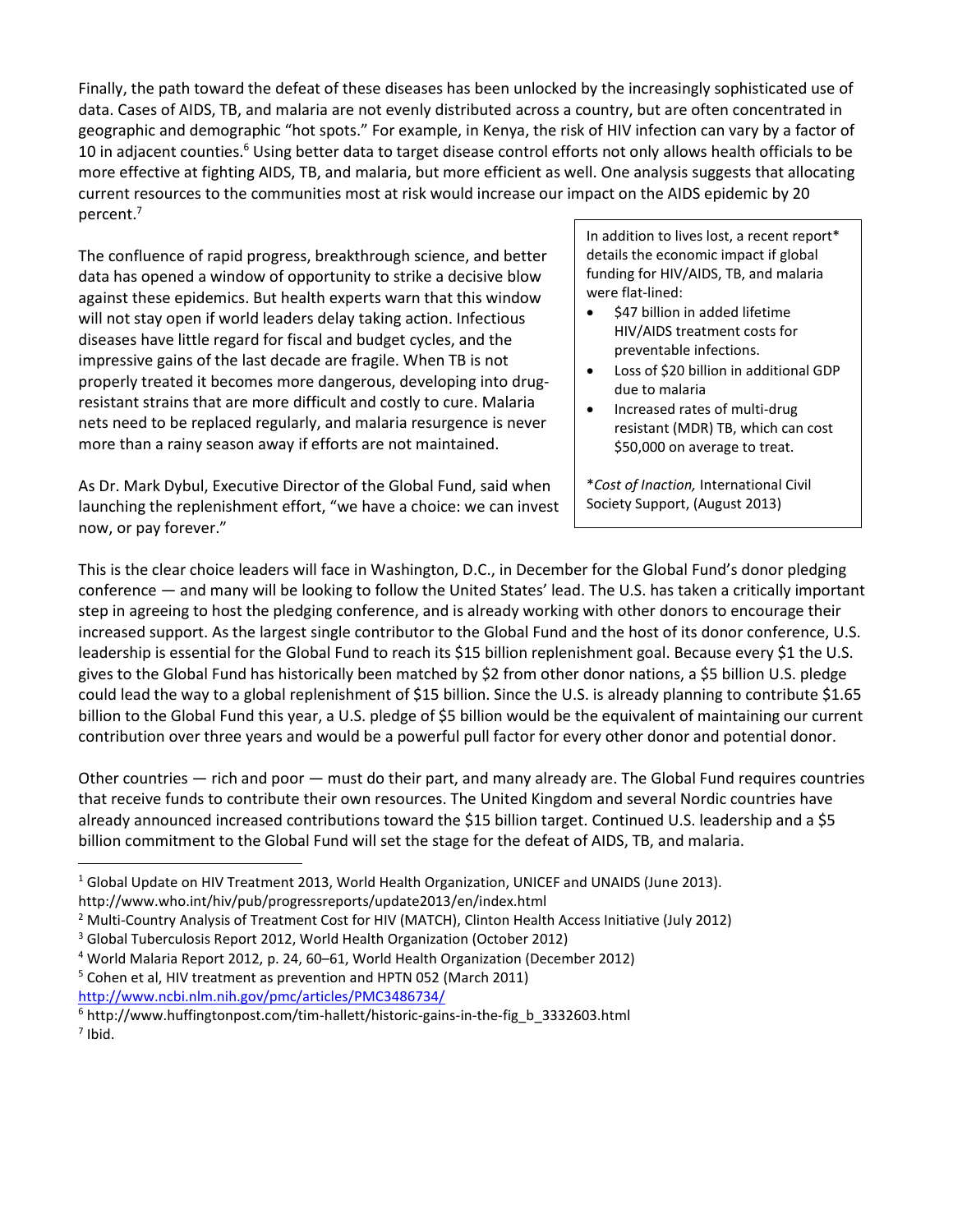Finally, the path toward the defeat of these diseases has been unlocked by the increasingly sophisticated use of data. Cases of AIDS, TB, and malaria are not evenly distributed across a country, but are often concentrated in geographic and demographic "hot spots." For example, in Kenya, the risk of HIV infection can vary by a factor of 10 in adjacent counties.[6] Using better data to target disease control efforts not only allows health officials to be more effective at fighting AIDS, TB, and malaria, but more efficient as well. One analysis suggests that allocating current resources to the communities most at risk would increase our impact on the AIDS epidemic by 20 percent.[7]

The confluence of rapid progress, breakthrough science, and better data has opened a window of opportunity to strike a decisive blow against these epidemics. But health experts warn that this window will not stay open if world leaders delay taking action. Infectious diseases have little regard for fiscal and budget cycles, and the impressive gains of the last decade are fragile. When TB is not properly treated it becomes more dangerous, developing into drug-resistant strains that are more difficult and costly to cure. Malaria nets need to be replaced regularly, and malaria resurgence is never more than a rainy season away if efforts are not maintained.

As Dr. Mark Dybul, Executive Director of the Global Fund, said when launching the replenishment effort, "we have a choice: we can invest now, or pay forever."

> In addition to lives lost, a recent report* details the economic impact if global funding for HIV/AIDS, TB, and malaria were flat-lined:
>
> - $47 billion in added lifetime HIV/AIDS treatment costs for preventable infections.
> - Loss of $20 billion in additional GDP due to malaria
> - Increased rates of multi-drug resistant (MDR) TB, which can cost $50,000 on average to treat.
>
> **Cost of Inaction,* International Civil Society Support, (August 2013)

This is the clear choice leaders will face in Washington, D.C., in December for the Global Fund's donor pledging conference — and many will be looking to follow the United States' lead. The U.S. has taken a critically important step in agreeing to host the pledging conference, and is already working with other donors to encourage their increased support. As the largest single contributor to the Global Fund and the host of its donor conference, U.S. leadership is essential for the Global Fund to reach its $15 billion replenishment goal. Because every $1 the U.S. gives to the Global Fund has historically been matched by $2 from other donor nations, a $5 billion U.S. pledge could lead the way to a global replenishment of $15 billion. Since the U.S. is already planning to contribute $1.65 billion to the Global Fund this year, a U.S. pledge of $5 billion would be the equivalent of maintaining our current contribution over three years and would be a powerful pull factor for every other donor and potential donor.

Other countries — rich and poor — must do their part, and many already are. The Global Fund requires countries that receive funds to contribute their own resources. The United Kingdom and several Nordic countries have already announced increased contributions toward the $15 billion target. Continued U.S. leadership and a $5 billion commitment to the Global Fund will set the stage for the defeat of AIDS, TB, and malaria.

---

[1] Global Update on HIV Treatment 2013, World Health Organization, UNICEF and UNAIDS (June 2013). http://www.who.int/hiv/pub/progressreports/update2013/en/index.html

[2] Multi-Country Analysis of Treatment Cost for HIV (MATCH), Clinton Health Access Initiative (July 2012)

[3] Global Tuberculosis Report 2012, World Health Organization (October 2012)

[4] World Malaria Report 2012, p. 24, 60–61, World Health Organization (December 2012)

[5] Cohen et al, HIV treatment as prevention and HPTN 052 (March 2011) http://www.ncbi.nlm.nih.gov/pmc/articles/PMC3486734/

[6] http://www.huffingtonpost.com/tim-hallett/historic-gains-in-the-fig_b_3332603.html

[7] Ibid.